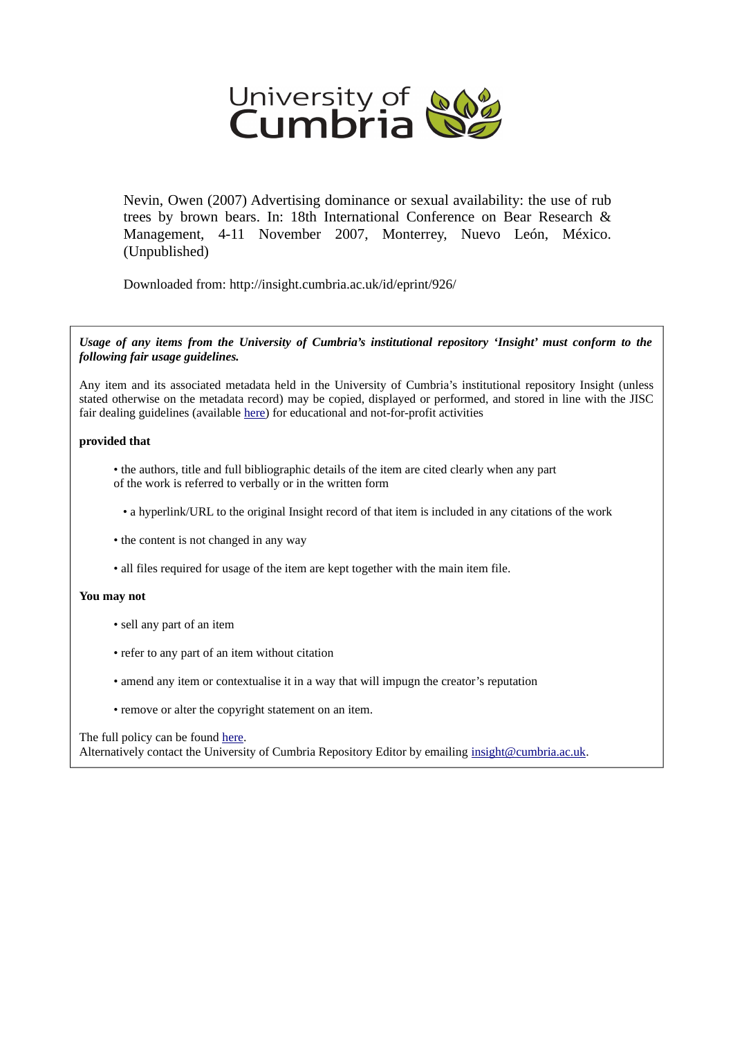University of Cumbria

Nevin, Owen (2007) Advertising dominance or sexual availability: the use of rub trees by brown bears. In: 18th International Conference on Bear Research & Management, 4-11 November 2007, Monterrey, Nuevo León, México. (Unpublished)

Downloaded from: http://insight.cumbria.ac.uk/id/eprint/926/

***Usage of any items from the University of Cumbria's institutional repository 'Insight' must conform to the following fair usage guidelines.***

Any item and its associated metadata held in the University of Cumbria's institutional repository Insight (unless stated otherwise on the metadata record) may be copied, displayed or performed, and stored in line with the JISC fair dealing guidelines (available here) for educational and not-for-profit activities

**provided that**

- the authors, title and full bibliographic details of the item are cited clearly when any part of the work is referred to verbally or in the written form
- a hyperlink/URL to the original Insight record of that item is included in any citations of the work
- the content is not changed in any way
- all files required for usage of the item are kept together with the main item file.

**You may not**

- sell any part of an item
- refer to any part of an item without citation
- amend any item or contextualise it in a way that will impugn the creator's reputation
- remove or alter the copyright statement on an item.

The full policy can be found here.
Alternatively contact the University of Cumbria Repository Editor by emailing insight@cumbria.ac.uk.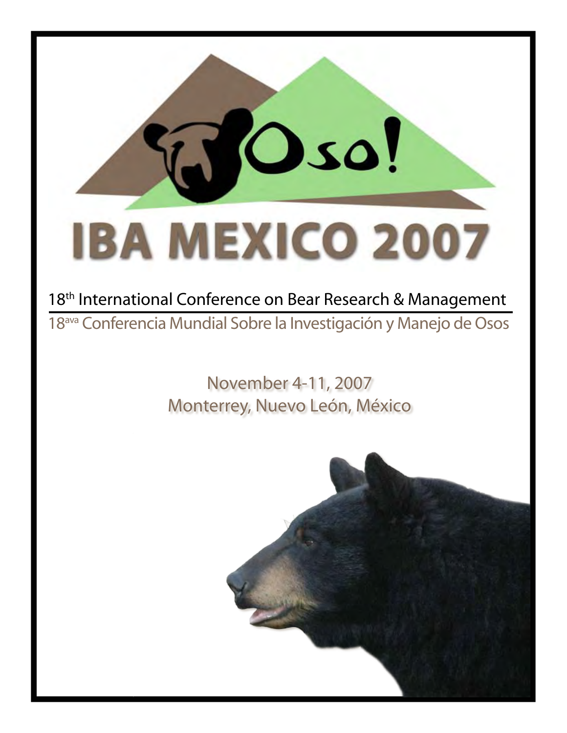# IBA MEXICO 2007

Oso!

18th International Conference on Bear Research & Management

18ava Conferencia Mundial Sobre la Investigación y Manejo de Osos

November 4-11, 2007

Monterrey, Nuevo León, México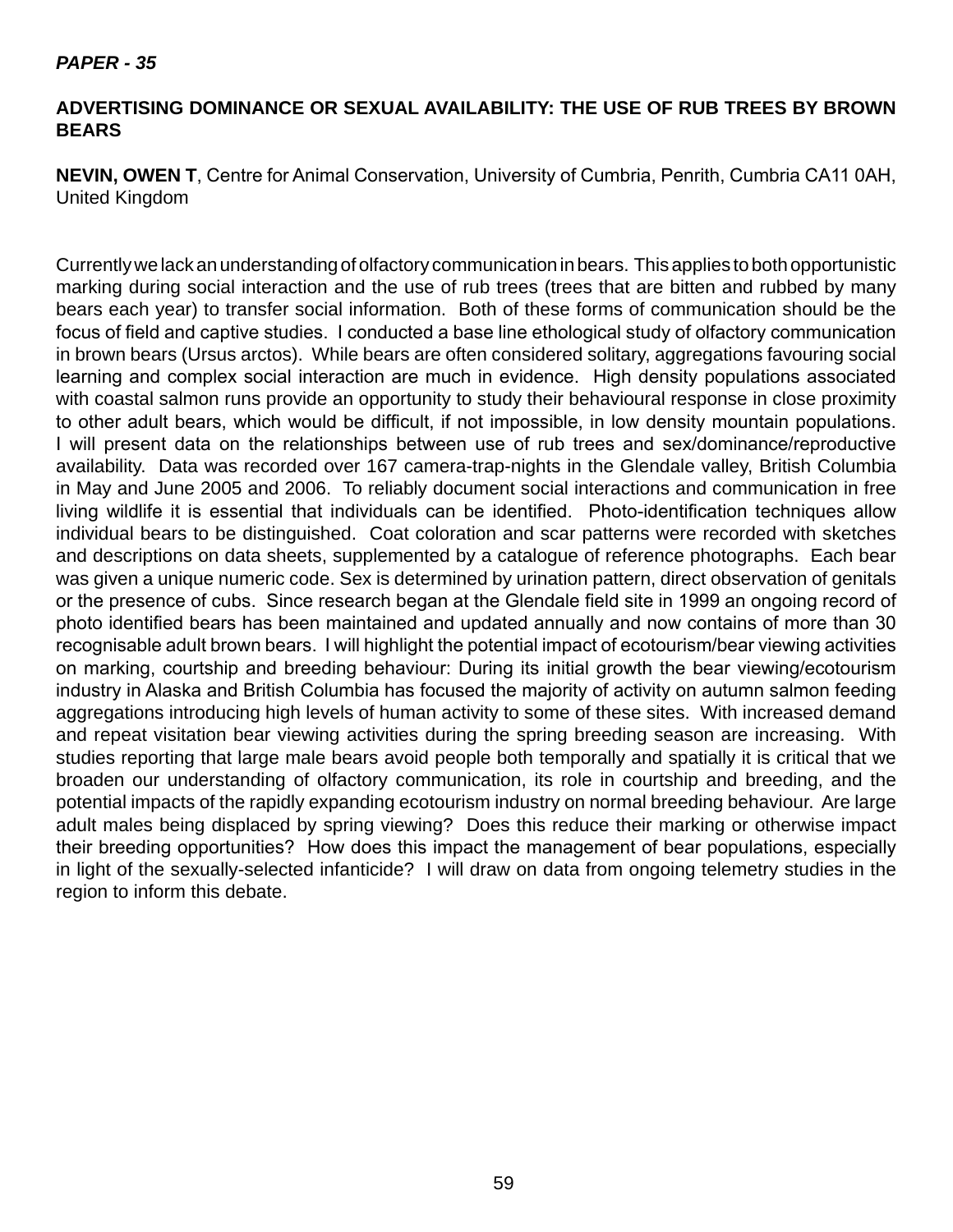*PAPER - 35*

**ADVERTISING DOMINANCE OR SEXUAL AVAILABILITY: THE USE OF RUB TREES BY BROWN BEARS**

**NEVIN, OWEN T**, Centre for Animal Conservation, University of Cumbria, Penrith, Cumbria CA11 0AH, United Kingdom

Currently we lack an understanding of olfactory communication in bears. This applies to both opportunistic marking during social interaction and the use of rub trees (trees that are bitten and rubbed by many bears each year) to transfer social information. Both of these forms of communication should be the focus of field and captive studies. I conducted a base line ethological study of olfactory communication in brown bears (Ursus arctos). While bears are often considered solitary, aggregations favouring social learning and complex social interaction are much in evidence. High density populations associated with coastal salmon runs provide an opportunity to study their behavioural response in close proximity to other adult bears, which would be difficult, if not impossible, in low density mountain populations. I will present data on the relationships between use of rub trees and sex/dominance/reproductive availability. Data was recorded over 167 camera-trap-nights in the Glendale valley, British Columbia in May and June 2005 and 2006. To reliably document social interactions and communication in free living wildlife it is essential that individuals can be identified. Photo-identification techniques allow individual bears to be distinguished. Coat coloration and scar patterns were recorded with sketches and descriptions on data sheets, supplemented by a catalogue of reference photographs. Each bear was given a unique numeric code. Sex is determined by urination pattern, direct observation of genitals or the presence of cubs. Since research began at the Glendale field site in 1999 an ongoing record of photo identified bears has been maintained and updated annually and now contains of more than 30 recognisable adult brown bears. I will highlight the potential impact of ecotourism/bear viewing activities on marking, courtship and breeding behaviour: During its initial growth the bear viewing/ecotourism industry in Alaska and British Columbia has focused the majority of activity on autumn salmon feeding aggregations introducing high levels of human activity to some of these sites. With increased demand and repeat visitation bear viewing activities during the spring breeding season are increasing. With studies reporting that large male bears avoid people both temporally and spatially it is critical that we broaden our understanding of olfactory communication, its role in courtship and breeding, and the potential impacts of the rapidly expanding ecotourism industry on normal breeding behaviour. Are large adult males being displaced by spring viewing? Does this reduce their marking or otherwise impact their breeding opportunities? How does this impact the management of bear populations, especially in light of the sexually-selected infanticide? I will draw on data from ongoing telemetry studies in the region to inform this debate.